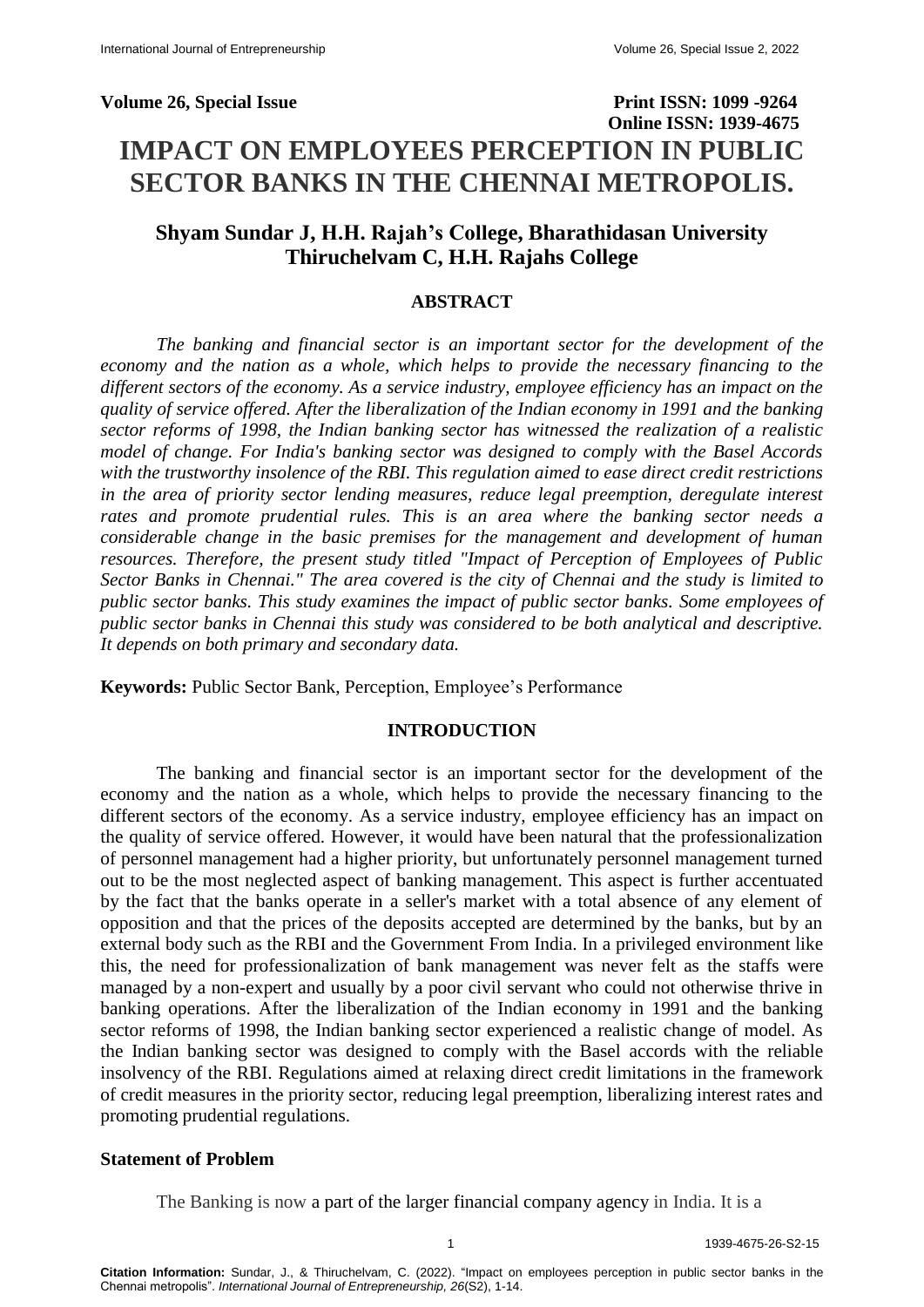**Volume 26, Special Issue** **Print ISSN: 1099 -9264**
**Online ISSN: 1939-4675**

# IMPACT ON EMPLOYEES PERCEPTION IN PUBLIC SECTOR BANKS IN THE CHENNAI METROPOLIS.

### Shyam Sundar J, H.H. Rajah's College, Bharathidasan University
### Thiruchelvam C, H.H. Rajahs College

## ABSTRACT

*The banking and financial sector is an important sector for the development of the economy and the nation as a whole, which helps to provide the necessary financing to the different sectors of the economy. As a service industry, employee efficiency has an impact on the quality of service offered. After the liberalization of the Indian economy in 1991 and the banking sector reforms of 1998, the Indian banking sector has witnessed the realization of a realistic model of change. For India's banking sector was designed to comply with the Basel Accords with the trustworthy insolence of the RBI. This regulation aimed to ease direct credit restrictions in the area of priority sector lending measures, reduce legal preemption, deregulate interest rates and promote prudential rules. This is an area where the banking sector needs a considerable change in the basic premises for the management and development of human resources. Therefore, the present study titled "Impact of Perception of Employees of Public Sector Banks in Chennai." The area covered is the city of Chennai and the study is limited to public sector banks. This study examines the impact of public sector banks. Some employees of public sector banks in Chennai this study was considered to be both analytical and descriptive. It depends on both primary and secondary data.*

**Keywords:** Public Sector Bank, Perception, Employee's Performance

## INTRODUCTION

The banking and financial sector is an important sector for the development of the economy and the nation as a whole, which helps to provide the necessary financing to the different sectors of the economy. As a service industry, employee efficiency has an impact on the quality of service offered. However, it would have been natural that the professionalization of personnel management had a higher priority, but unfortunately personnel management turned out to be the most neglected aspect of banking management. This aspect is further accentuated by the fact that the banks operate in a seller's market with a total absence of any element of opposition and that the prices of the deposits accepted are determined by the banks, but by an external body such as the RBI and the Government From India. In a privileged environment like this, the need for professionalization of bank management was never felt as the staffs were managed by a non-expert and usually by a poor civil servant who could not otherwise thrive in banking operations. After the liberalization of the Indian economy in 1991 and the banking sector reforms of 1998, the Indian banking sector experienced a realistic change of model. As the Indian banking sector was designed to comply with the Basel accords with the reliable insolvency of the RBI. Regulations aimed at relaxing direct credit limitations in the framework of credit measures in the priority sector, reducing legal preemption, liberalizing interest rates and promoting prudential regulations.

### Statement of Problem

The Banking is now a part of the larger financial company agency in India. It is a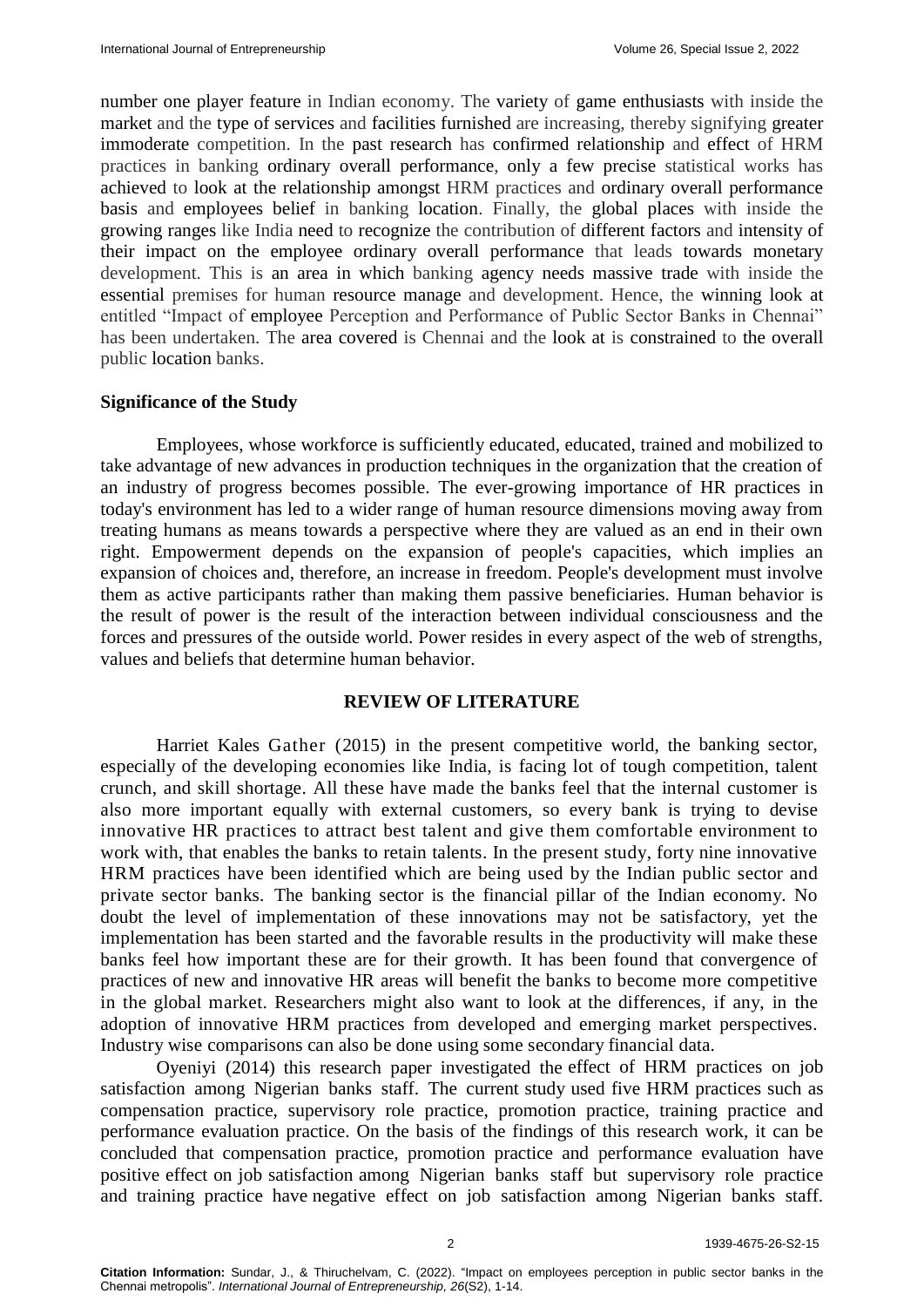number one player feature in Indian economy. The variety of game enthusiasts with inside the market and the type of services and facilities furnished are increasing, thereby signifying greater immoderate competition. In the past research has confirmed relationship and effect of HRM practices in banking ordinary overall performance, only a few precise statistical works has achieved to look at the relationship amongst HRM practices and ordinary overall performance basis and employees belief in banking location. Finally, the global places with inside the growing ranges like India need to recognize the contribution of different factors and intensity of their impact on the employee ordinary overall performance that leads towards monetary development. This is an area in which banking agency needs massive trade with inside the essential premises for human resource manage and development. Hence, the winning look at entitled "Impact of employee Perception and Performance of Public Sector Banks in Chennai" has been undertaken. The area covered is Chennai and the look at is constrained to the overall public location banks.

## Significance of the Study

Employees, whose workforce is sufficiently educated, educated, trained and mobilized to take advantage of new advances in production techniques in the organization that the creation of an industry of progress becomes possible. The ever-growing importance of HR practices in today's environment has led to a wider range of human resource dimensions moving away from treating humans as means towards a perspective where they are valued as an end in their own right. Empowerment depends on the expansion of people's capacities, which implies an expansion of choices and, therefore, an increase in freedom. People's development must involve them as active participants rather than making them passive beneficiaries. Human behavior is the result of power is the result of the interaction between individual consciousness and the forces and pressures of the outside world. Power resides in every aspect of the web of strengths, values and beliefs that determine human behavior.

## REVIEW OF LITERATURE

Harriet Kales Gather (2015) in the present competitive world, the banking sector, especially of the developing economies like India, is facing lot of tough competition, talent crunch, and skill shortage. All these have made the banks feel that the internal customer is also more important equally with external customers, so every bank is trying to devise innovative HR practices to attract best talent and give them comfortable environment to work with, that enables the banks to retain talents. In the present study, forty nine innovative HRM practices have been identified which are being used by the Indian public sector and private sector banks. The banking sector is the financial pillar of the Indian economy. No doubt the level of implementation of these innovations may not be satisfactory, yet the implementation has been started and the favorable results in the productivity will make these banks feel how important these are for their growth. It has been found that convergence of practices of new and innovative HR areas will benefit the banks to become more competitive in the global market. Researchers might also want to look at the differences, if any, in the adoption of innovative HRM practices from developed and emerging market perspectives. Industry wise comparisons can also be done using some secondary financial data.

Oyeniyi (2014) this research paper investigated the effect of HRM practices on job satisfaction among Nigerian banks staff. The current study used five HRM practices such as compensation practice, supervisory role practice, promotion practice, training practice and performance evaluation practice. On the basis of the findings of this research work, it can be concluded that compensation practice, promotion practice and performance evaluation have positive effect on job satisfaction among Nigerian banks staff but supervisory role practice and training practice have negative effect on job satisfaction among Nigerian banks staff.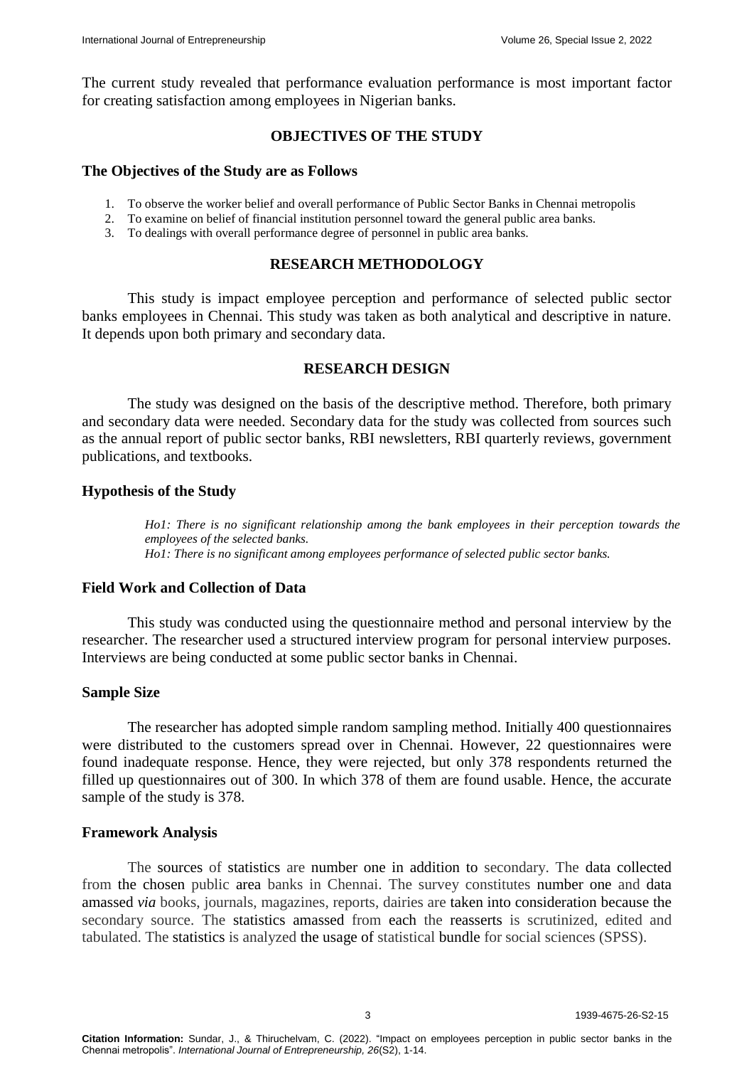The current study revealed that performance evaluation performance is most important factor for creating satisfaction among employees in Nigerian banks.

## OBJECTIVES OF THE STUDY

### The Objectives of the Study are as Follows

1. To observe the worker belief and overall performance of Public Sector Banks in Chennai metropolis
2. To examine on belief of financial institution personnel toward the general public area banks.
3. To dealings with overall performance degree of personnel in public area banks.

## RESEARCH METHODOLOGY

This study is impact employee perception and performance of selected public sector banks employees in Chennai. This study was taken as both analytical and descriptive in nature. It depends upon both primary and secondary data.

## RESEARCH DESIGN

The study was designed on the basis of the descriptive method. Therefore, both primary and secondary data were needed. Secondary data for the study was collected from sources such as the annual report of public sector banks, RBI newsletters, RBI quarterly reviews, government publications, and textbooks.

### Hypothesis of the Study

*Ho1: There is no significant relationship among the bank employees in their perception towards the employees of the selected banks.*
*Ho1: There is no significant among employees performance of selected public sector banks.*

### Field Work and Collection of Data

This study was conducted using the questionnaire method and personal interview by the researcher. The researcher used a structured interview program for personal interview purposes. Interviews are being conducted at some public sector banks in Chennai.

### Sample Size

The researcher has adopted simple random sampling method. Initially 400 questionnaires were distributed to the customers spread over in Chennai. However, 22 questionnaires were found inadequate response. Hence, they were rejected, but only 378 respondents returned the filled up questionnaires out of 300. In which 378 of them are found usable. Hence, the accurate sample of the study is 378.

### Framework Analysis

The sources of statistics are number one in addition to secondary. The data collected from the chosen public area banks in Chennai. The survey constitutes number one and data amassed *via* books, journals, magazines, reports, dairies are taken into consideration because the secondary source. The statistics amassed from each the reasserts is scrutinized, edited and tabulated. The statistics is analyzed the usage of statistical bundle for social sciences (SPSS).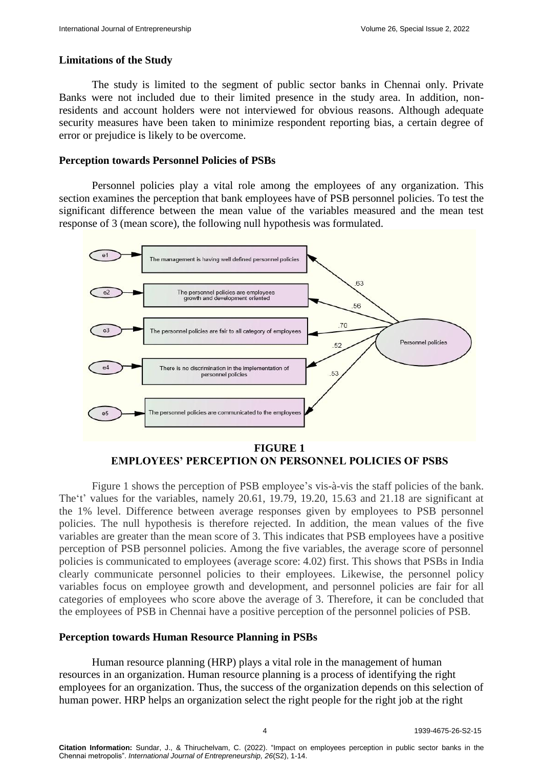### Limitations of the Study

The study is limited to the segment of public sector banks in Chennai only. Private Banks were not included due to their limited presence in the study area. In addition, non-residents and account holders were not interviewed for obvious reasons. Although adequate security measures have been taken to minimize respondent reporting bias, a certain degree of error or prejudice is likely to be overcome.

### Perception towards Personnel Policies of PSBs

Personnel policies play a vital role among the employees of any organization. This section examines the perception that bank employees have of PSB personnel policies. To test the significant difference between the mean value of the variables measured and the mean test response of 3 (mean score), the following null hypothesis was formulated.

**FIGURE 1**
**EMPLOYEES' PERCEPTION ON PERSONNEL POLICIES OF PSBS**

Figure 1 shows the perception of PSB employee's vis-à-vis the staff policies of the bank. The't' values for the variables, namely 20.61, 19.79, 19.20, 15.63 and 21.18 are significant at the 1% level. Difference between average responses given by employees to PSB personnel policies. The null hypothesis is therefore rejected. In addition, the mean values of the five variables are greater than the mean score of 3. This indicates that PSB employees have a positive perception of PSB personnel policies. Among the five variables, the average score of personnel policies is communicated to employees (average score: 4.02) first. This shows that PSBs in India clearly communicate personnel policies to their employees. Likewise, the personnel policy variables focus on employee growth and development, and personnel policies are fair for all categories of employees who score above the average of 3. Therefore, it can be concluded that the employees of PSB in Chennai have a positive perception of the personnel policies of PSB.

### Perception towards Human Resource Planning in PSBs

Human resource planning (HRP) plays a vital role in the management of human resources in an organization. Human resource planning is a process of identifying the right employees for an organization. Thus, the success of the organization depends on this selection of human power. HRP helps an organization select the right people for the right job at the right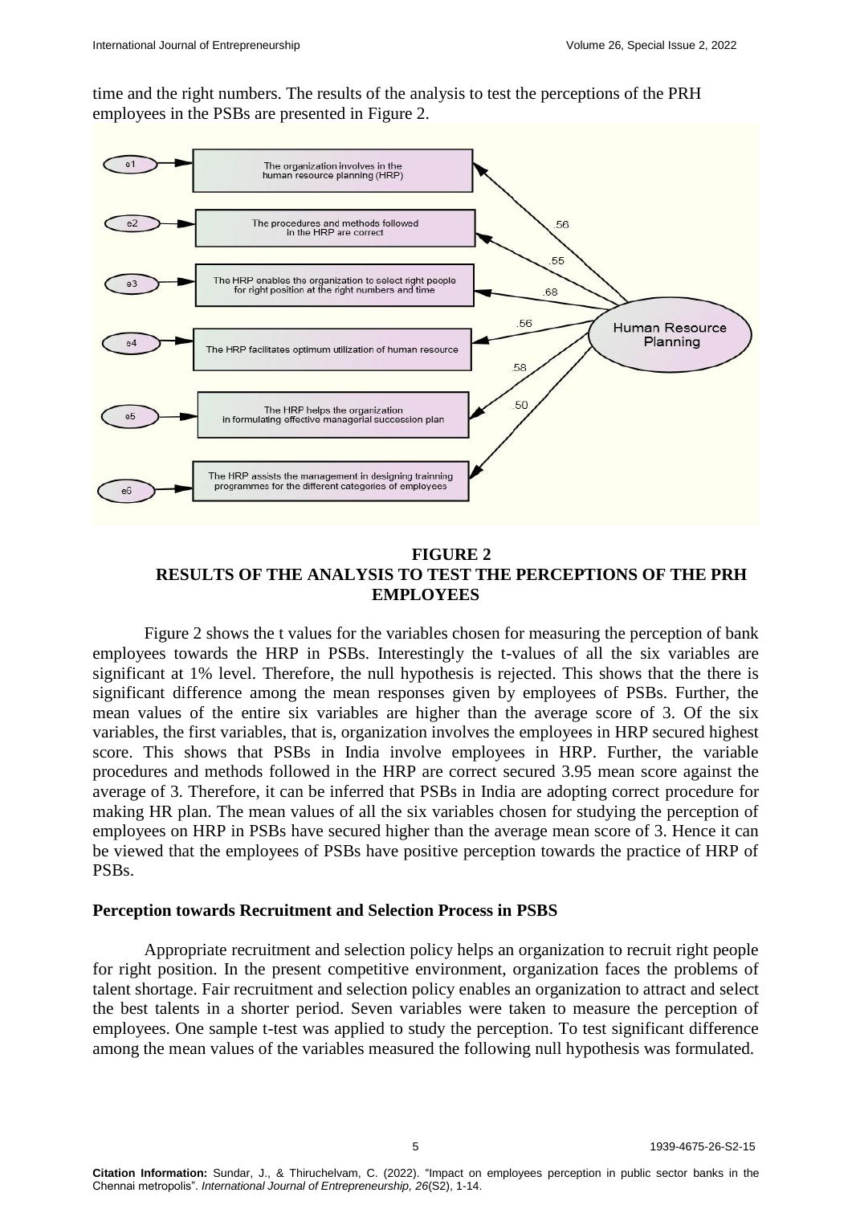time and the right numbers. The results of the analysis to test the perceptions of the PRH employees in the PSBs are presented in Figure 2.

**FIGURE 2**
**RESULTS OF THE ANALYSIS TO TEST THE PERCEPTIONS OF THE PRH EMPLOYEES**

Figure 2 shows the t values for the variables chosen for measuring the perception of bank employees towards the HRP in PSBs. Interestingly the t-values of all the six variables are significant at 1% level. Therefore, the null hypothesis is rejected. This shows that the there is significant difference among the mean responses given by employees of PSBs. Further, the mean values of the entire six variables are higher than the average score of 3. Of the six variables, the first variables, that is, organization involves the employees in HRP secured highest score. This shows that PSBs in India involve employees in HRP. Further, the variable procedures and methods followed in the HRP are correct secured 3.95 mean score against the average of 3. Therefore, it can be inferred that PSBs in India are adopting correct procedure for making HR plan. The mean values of all the six variables chosen for studying the perception of employees on HRP in PSBs have secured higher than the average mean score of 3. Hence it can be viewed that the employees of PSBs have positive perception towards the practice of HRP of PSBs.

### Perception towards Recruitment and Selection Process in PSBS

Appropriate recruitment and selection policy helps an organization to recruit right people for right position. In the present competitive environment, organization faces the problems of talent shortage. Fair recruitment and selection policy enables an organization to attract and select the best talents in a shorter period. Seven variables were taken to measure the perception of employees. One sample t-test was applied to study the perception. To test significant difference among the mean values of the variables measured the following null hypothesis was formulated.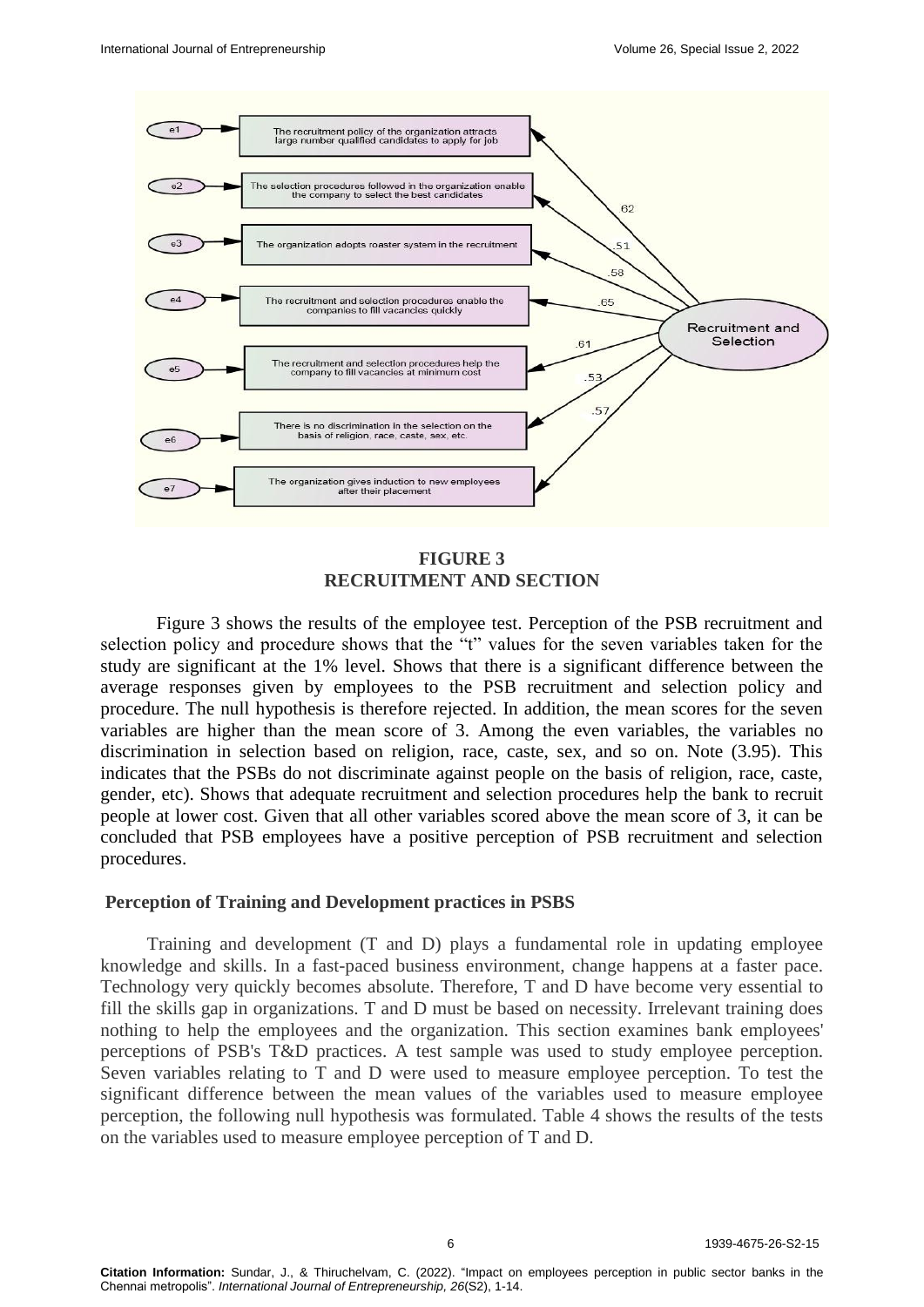**FIGURE 3**
**RECRUITMENT AND SECTION**

Figure 3 shows the results of the employee test. Perception of the PSB recruitment and selection policy and procedure shows that the "t" values for the seven variables taken for the study are significant at the 1% level. Shows that there is a significant difference between the average responses given by employees to the PSB recruitment and selection policy and procedure. The null hypothesis is therefore rejected. In addition, the mean scores for the seven variables are higher than the mean score of 3. Among the even variables, the variables no discrimination in selection based on religion, race, caste, sex, and so on. Note (3.95). This indicates that the PSBs do not discriminate against people on the basis of religion, race, caste, gender, etc). Shows that adequate recruitment and selection procedures help the bank to recruit people at lower cost. Given that all other variables scored above the mean score of 3, it can be concluded that PSB employees have a positive perception of PSB recruitment and selection procedures.

## Perception of Training and Development practices in PSBS

Training and development (T and D) plays a fundamental role in updating employee knowledge and skills. In a fast-paced business environment, change happens at a faster pace. Technology very quickly becomes absolute. Therefore, T and D have become very essential to fill the skills gap in organizations. T and D must be based on necessity. Irrelevant training does nothing to help the employees and the organization. This section examines bank employees' perceptions of PSB's T&D practices. A test sample was used to study employee perception. Seven variables relating to T and D were used to measure employee perception. To test the significant difference between the mean values of the variables used to measure employee perception, the following null hypothesis was formulated. Table 4 shows the results of the tests on the variables used to measure employee perception of T and D.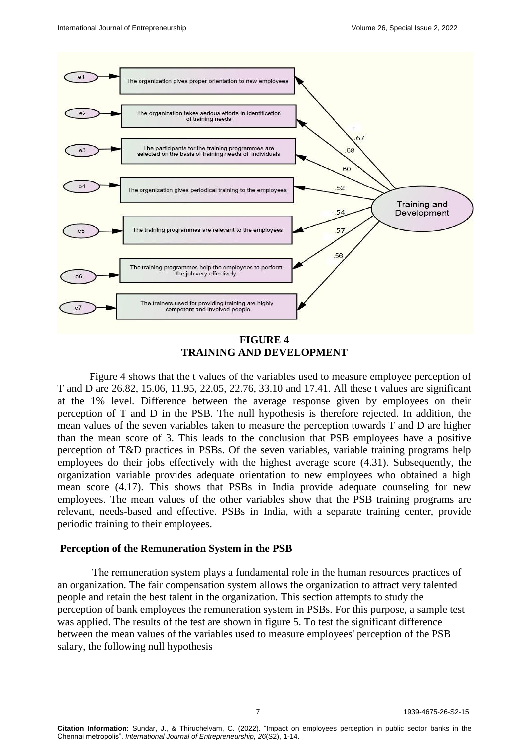**FIGURE 4**
**TRAINING AND DEVELOPMENT**

Figure 4 shows that the t values of the variables used to measure employee perception of T and D are 26.82, 15.06, 11.95, 22.05, 22.76, 33.10 and 17.41. All these t values are significant at the 1% level. Difference between the average response given by employees on their perception of T and D in the PSB. The null hypothesis is therefore rejected. In addition, the mean values of the seven variables taken to measure the perception towards T and D are higher than the mean score of 3. This leads to the conclusion that PSB employees have a positive perception of T&D practices in PSBs. Of the seven variables, variable training programs help employees do their jobs effectively with the highest average score (4.31). Subsequently, the organization variable provides adequate orientation to new employees who obtained a high mean score (4.17). This shows that PSBs in India provide adequate counseling for new employees. The mean values of the other variables show that the PSB training programs are relevant, needs-based and effective. PSBs in India, with a separate training center, provide periodic training to their employees.

### Perception of the Remuneration System in the PSB

The remuneration system plays a fundamental role in the human resources practices of an organization. The fair compensation system allows the organization to attract very talented people and retain the best talent in the organization. This section attempts to study the perception of bank employees the remuneration system in PSBs. For this purpose, a sample test was applied. The results of the test are shown in figure 5. To test the significant difference between the mean values of the variables used to measure employees' perception of the PSB salary, the following null hypothesis

Citation Information: Sundar, J., & Thiruchelvam, C. (2022). "Impact on employees perception in public sector banks in the Chennai metropolis". *International Journal of Entrepreneurship, 26*(S2), 1-14.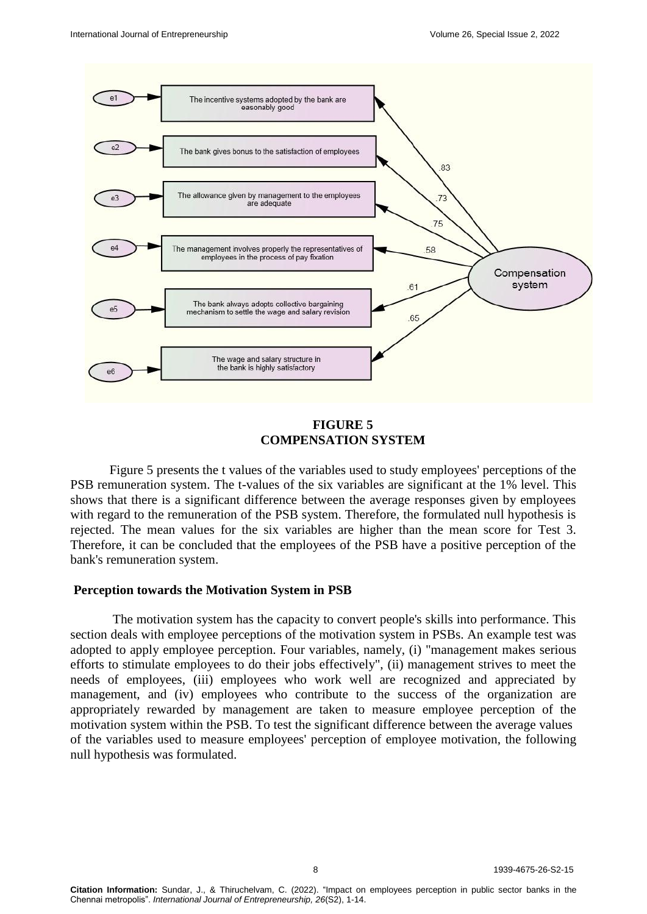| | | |
|---|---|---|
| e1 | The incentive systems adopted by the bank are easonably good | .83 |
| e2 | The bank gives bonus to the satisfaction of employees | .73 |
| e3 | The allowance given by management to the employees are adequate | .75 |
| e4 | The management involves properly the representatives of employees in the process of pay fixation | .58 |
| e5 | The bank always adopts collective bargaining mechanism to settle the wage and salary revision | .61 |
| e6 | The wage and salary structure in the bank is highly satisfactory | .65 |

Compensation system

**FIGURE 5**
**COMPENSATION SYSTEM**

Figure 5 presents the t values of the variables used to study employees' perceptions of the PSB remuneration system. The t-values of the six variables are significant at the 1% level. This shows that there is a significant difference between the average responses given by employees with regard to the remuneration of the PSB system. Therefore, the formulated null hypothesis is rejected. The mean values for the six variables are higher than the mean score for Test 3. Therefore, it can be concluded that the employees of the PSB have a positive perception of the bank's remuneration system.

## Perception towards the Motivation System in PSB

The motivation system has the capacity to convert people's skills into performance. This section deals with employee perceptions of the motivation system in PSBs. An example test was adopted to apply employee perception. Four variables, namely, (i) "management makes serious efforts to stimulate employees to do their jobs effectively", (ii) management strives to meet the needs of employees, (iii) employees who work well are recognized and appreciated by management, and (iv) employees who contribute to the success of the organization are appropriately rewarded by management are taken to measure employee perception of the motivation system within the PSB. To test the significant difference between the average values of the variables used to measure employees' perception of employee motivation, the following null hypothesis was formulated.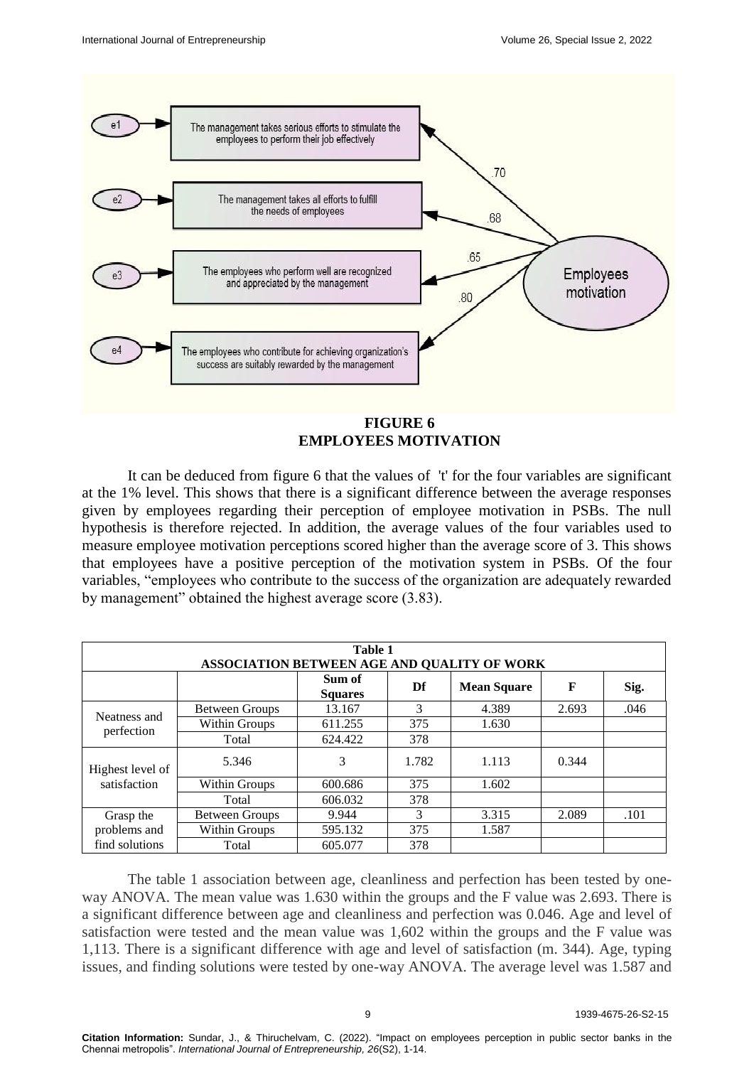**FIGURE 6**
**EMPLOYEES MOTIVATION**

It can be deduced from figure 6 that the values of 't' for the four variables are significant at the 1% level. This shows that there is a significant difference between the average responses given by employees regarding their perception of employee motivation in PSBs. The null hypothesis is therefore rejected. In addition, the average values of the four variables used to measure employee motivation perceptions scored higher than the average score of 3. This shows that employees have a positive perception of the motivation system in PSBs. Of the four variables, "employees who contribute to the success of the organization are adequately rewarded by management" obtained the highest average score (3.83).

**Table 1**
**ASSOCIATION BETWEEN AGE AND QUALITY OF WORK**

| | | Sum of Squares | Df | Mean Square | F | Sig. |
|---|---|---|---|---|---|---|
| Neatness and perfection | Between Groups | 13.167 | 3 | 4.389 | 2.693 | .046 |
| | Within Groups | 611.255 | 375 | 1.630 | | |
| | Total | 624.422 | 378 | | | |
| Highest level of satisfaction | 5.346 | 3 | 1.782 | 1.113 | 0.344 | |
| | Within Groups | 600.686 | 375 | 1.602 | | |
| | Total | 606.032 | 378 | | | |
| Grasp the problems and find solutions | Between Groups | 9.944 | 3 | 3.315 | 2.089 | .101 |
| | Within Groups | 595.132 | 375 | 1.587 | | |
| | Total | 605.077 | 378 | | | |

The table 1 association between age, cleanliness and perfection has been tested by one-way ANOVA. The mean value was 1.630 within the groups and the F value was 2.693. There is a significant difference between age and cleanliness and perfection was 0.046. Age and level of satisfaction were tested and the mean value was 1,602 within the groups and the F value was 1,113. There is a significant difference with age and level of satisfaction (m. 344). Age, typing issues, and finding solutions were tested by one-way ANOVA. The average level was 1.587 and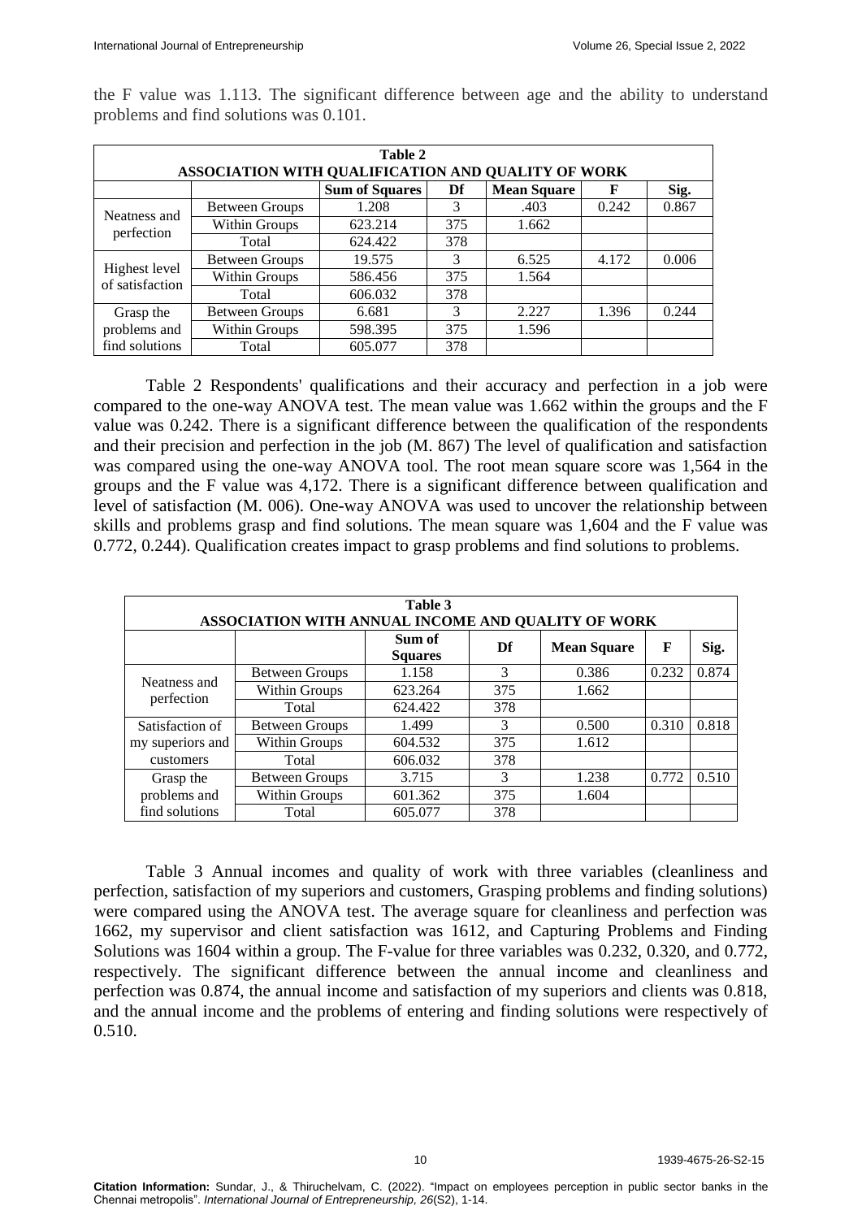the F value was 1.113. The significant difference between age and the ability to understand problems and find solutions was 0.101.

| **Table 2** | | | | | | |
|---|---|---|---|---|---|---|
| **ASSOCIATION WITH QUALIFICATION AND QUALITY OF WORK** | | | | | | |
| | | **Sum of Squares** | **Df** | **Mean Square** | **F** | **Sig.** |
| Neatness and perfection | Between Groups | 1.208 | 3 | .403 | 0.242 | 0.867 |
| | Within Groups | 623.214 | 375 | 1.662 | | |
| | Total | 624.422 | 378 | | | |
| Highest level of satisfaction | Between Groups | 19.575 | 3 | 6.525 | 4.172 | 0.006 |
| | Within Groups | 586.456 | 375 | 1.564 | | |
| | Total | 606.032 | 378 | | | |
| Grasp the problems and find solutions | Between Groups | 6.681 | 3 | 2.227 | 1.396 | 0.244 |
| | Within Groups | 598.395 | 375 | 1.596 | | |
| | Total | 605.077 | 378 | | | |

Table 2 Respondents' qualifications and their accuracy and perfection in a job were compared to the one-way ANOVA test. The mean value was 1.662 within the groups and the F value was 0.242. There is a significant difference between the qualification of the respondents and their precision and perfection in the job (M. 867) The level of qualification and satisfaction was compared using the one-way ANOVA tool. The root mean square score was 1,564 in the groups and the F value was 4,172. There is a significant difference between qualification and level of satisfaction (M. 006). One-way ANOVA was used to uncover the relationship between skills and problems grasp and find solutions. The mean square was 1,604 and the F value was 0.772, 0.244). Qualification creates impact to grasp problems and find solutions to problems.

| **Table 3** | | | | | | |
|---|---|---|---|---|---|---|
| **ASSOCIATION WITH ANNUAL INCOME AND QUALITY OF WORK** | | | | | | |
| | | **Sum of Squares** | **Df** | **Mean Square** | **F** | **Sig.** |
| Neatness and perfection | Between Groups | 1.158 | 3 | 0.386 | 0.232 | 0.874 |
| | Within Groups | 623.264 | 375 | 1.662 | | |
| | Total | 624.422 | 378 | | | |
| Satisfaction of my superiors and customers | Between Groups | 1.499 | 3 | 0.500 | 0.310 | 0.818 |
| | Within Groups | 604.532 | 375 | 1.612 | | |
| | Total | 606.032 | 378 | | | |
| Grasp the problems and find solutions | Between Groups | 3.715 | 3 | 1.238 | 0.772 | 0.510 |
| | Within Groups | 601.362 | 375 | 1.604 | | |
| | Total | 605.077 | 378 | | | |

Table 3 Annual incomes and quality of work with three variables (cleanliness and perfection, satisfaction of my superiors and customers, Grasping problems and finding solutions) were compared using the ANOVA test. The average square for cleanliness and perfection was 1662, my supervisor and client satisfaction was 1612, and Capturing Problems and Finding Solutions was 1604 within a group. The F-value for three variables was 0.232, 0.320, and 0.772, respectively. The significant difference between the annual income and cleanliness and perfection was 0.874, the annual income and satisfaction of my superiors and clients was 0.818, and the annual income and the problems of entering and finding solutions were respectively of 0.510.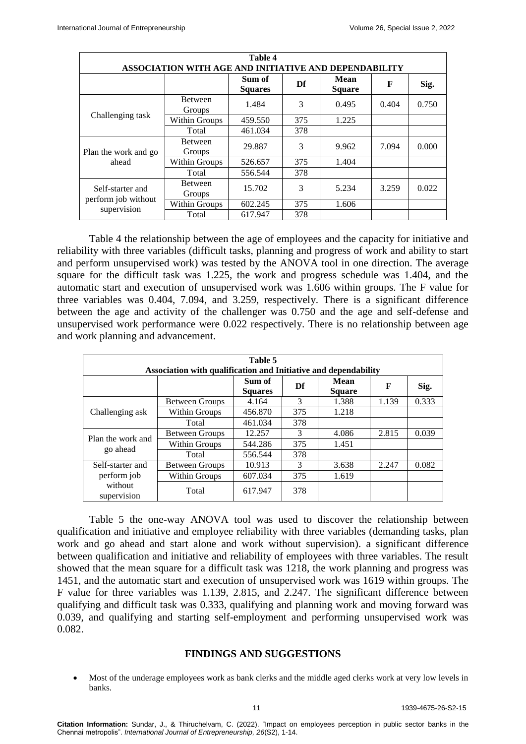| **Table 4** | | | | | | |
|---|---|---|---|---|---|---|
| **ASSOCIATION WITH AGE AND INITIATIVE AND DEPENDABILITY** | | | | | | |
| | | **Sum of Squares** | **Df** | **Mean Square** | **F** | **Sig.** |
| Challenging task | Between Groups | 1.484 | 3 | 0.495 | 0.404 | 0.750 |
| | Within Groups | 459.550 | 375 | 1.225 | | |
| | Total | 461.034 | 378 | | | |
| Plan the work and go ahead | Between Groups | 29.887 | 3 | 9.962 | 7.094 | 0.000 |
| | Within Groups | 526.657 | 375 | 1.404 | | |
| | Total | 556.544 | 378 | | | |
| Self-starter and perform job without supervision | Between Groups | 15.702 | 3 | 5.234 | 3.259 | 0.022 |
| | Within Groups | 602.245 | 375 | 1.606 | | |
| | Total | 617.947 | 378 | | | |

Table 4 the relationship between the age of employees and the capacity for initiative and reliability with three variables (difficult tasks, planning and progress of work and ability to start and perform unsupervised work) was tested by the ANOVA tool in one direction. The average square for the difficult task was 1.225, the work and progress schedule was 1.404, and the automatic start and execution of unsupervised work was 1.606 within groups. The F value for three variables was 0.404, 7.094, and 3.259, respectively. There is a significant difference between the age and activity of the challenger was 0.750 and the age and self-defense and unsupervised work performance were 0.022 respectively. There is no relationship between age and work planning and advancement.

| **Table 5** | | | | | | |
|---|---|---|---|---|---|---|
| **Association with qualification and Initiative and dependability** | | | | | | |
| | | **Sum of Squares** | **Df** | **Mean Square** | **F** | **Sig.** |
| Challenging ask | Between Groups | 4.164 | 3 | 1.388 | 1.139 | 0.333 |
| | Within Groups | 456.870 | 375 | 1.218 | | |
| | Total | 461.034 | 378 | | | |
| Plan the work and go ahead | Between Groups | 12.257 | 3 | 4.086 | 2.815 | 0.039 |
| | Within Groups | 544.286 | 375 | 1.451 | | |
| | Total | 556.544 | 378 | | | |
| Self-starter and perform job without supervision | Between Groups | 10.913 | 3 | 3.638 | 2.247 | 0.082 |
| | Within Groups | 607.034 | 375 | 1.619 | | |
| | Total | 617.947 | 378 | | | |

Table 5 the one-way ANOVA tool was used to discover the relationship between qualification and initiative and employee reliability with three variables (demanding tasks, plan work and go ahead and start alone and work without supervision). a significant difference between qualification and initiative and reliability of employees with three variables. The result showed that the mean square for a difficult task was 1218, the work planning and progress was 1451, and the automatic start and execution of unsupervised work was 1619 within groups. The F value for three variables was 1.139, 2.815, and 2.247. The significant difference between qualifying and difficult task was 0.333, qualifying and planning work and moving forward was 0.039, and qualifying and starting self-employment and performing unsupervised work was 0.082.

## FINDINGS AND SUGGESTIONS

- Most of the underage employees work as bank clerks and the middle aged clerks work at very low levels in banks.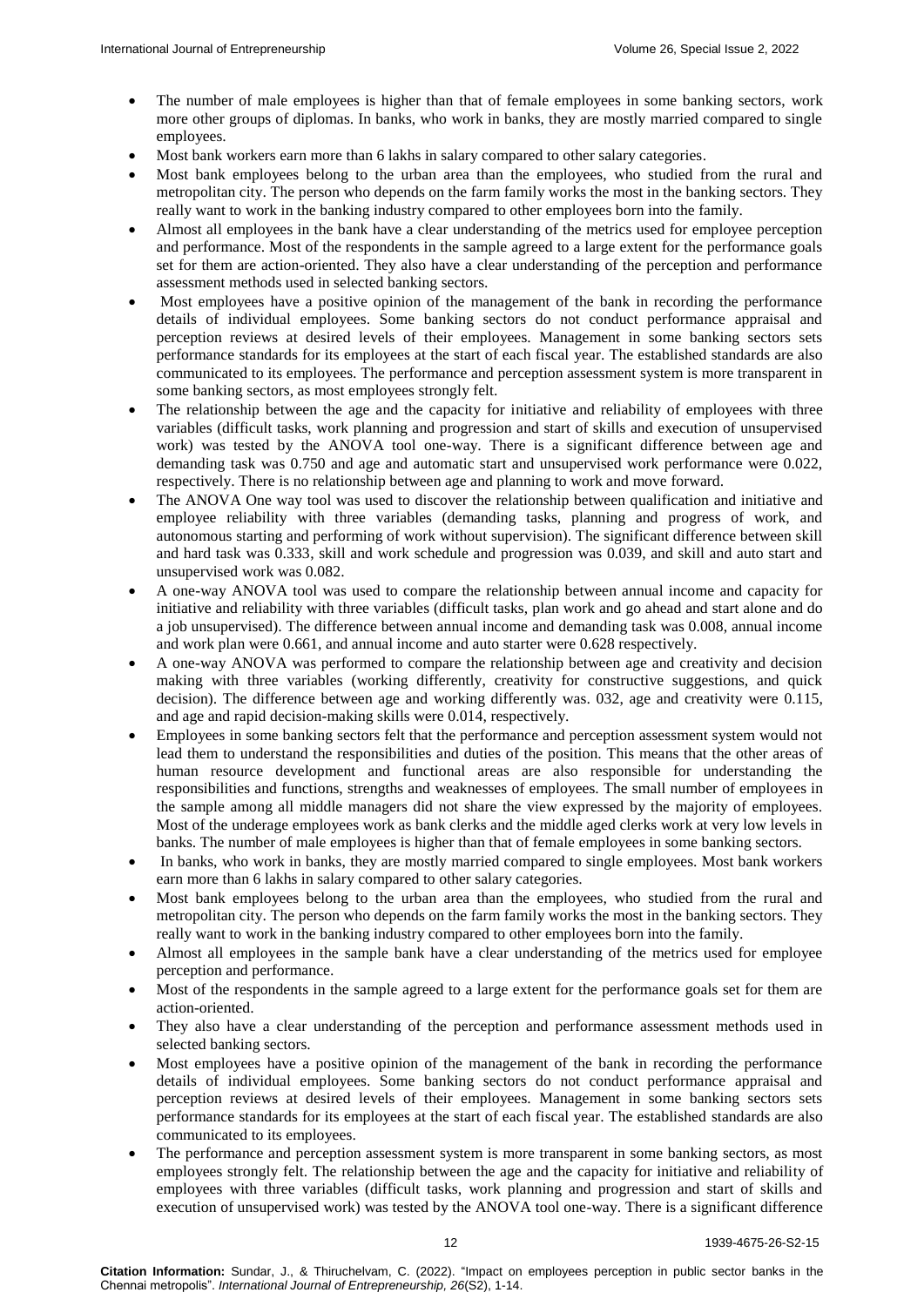- The number of male employees is higher than that of female employees in some banking sectors, work more other groups of diplomas. In banks, who work in banks, they are mostly married compared to single employees.
- Most bank workers earn more than 6 lakhs in salary compared to other salary categories.
- Most bank employees belong to the urban area than the employees, who studied from the rural and metropolitan city. The person who depends on the farm family works the most in the banking sectors. They really want to work in the banking industry compared to other employees born into the family.
- Almost all employees in the bank have a clear understanding of the metrics used for employee perception and performance. Most of the respondents in the sample agreed to a large extent for the performance goals set for them are action-oriented. They also have a clear understanding of the perception and performance assessment methods used in selected banking sectors.
- Most employees have a positive opinion of the management of the bank in recording the performance details of individual employees. Some banking sectors do not conduct performance appraisal and perception reviews at desired levels of their employees. Management in some banking sectors sets performance standards for its employees at the start of each fiscal year. The established standards are also communicated to its employees. The performance and perception assessment system is more transparent in some banking sectors, as most employees strongly felt.
- The relationship between the age and the capacity for initiative and reliability of employees with three variables (difficult tasks, work planning and progression and start of skills and execution of unsupervised work) was tested by the ANOVA tool one-way. There is a significant difference between age and demanding task was 0.750 and age and automatic start and unsupervised work performance were 0.022, respectively. There is no relationship between age and planning to work and move forward.
- The ANOVA One way tool was used to discover the relationship between qualification and initiative and employee reliability with three variables (demanding tasks, planning and progress of work, and autonomous starting and performing of work without supervision). The significant difference between skill and hard task was 0.333, skill and work schedule and progression was 0.039, and skill and auto start and unsupervised work was 0.082.
- A one-way ANOVA tool was used to compare the relationship between annual income and capacity for initiative and reliability with three variables (difficult tasks, plan work and go ahead and start alone and do a job unsupervised). The difference between annual income and demanding task was 0.008, annual income and work plan were 0.661, and annual income and auto starter were 0.628 respectively.
- A one-way ANOVA was performed to compare the relationship between age and creativity and decision making with three variables (working differently, creativity for constructive suggestions, and quick decision). The difference between age and working differently was. 032, age and creativity were 0.115, and age and rapid decision-making skills were 0.014, respectively.
- Employees in some banking sectors felt that the performance and perception assessment system would not lead them to understand the responsibilities and duties of the position. This means that the other areas of human resource development and functional areas are also responsible for understanding the responsibilities and functions, strengths and weaknesses of employees. The small number of employees in the sample among all middle managers did not share the view expressed by the majority of employees. Most of the underage employees work as bank clerks and the middle aged clerks work at very low levels in banks. The number of male employees is higher than that of female employees in some banking sectors.
- In banks, who work in banks, they are mostly married compared to single employees. Most bank workers earn more than 6 lakhs in salary compared to other salary categories.
- Most bank employees belong to the urban area than the employees, who studied from the rural and metropolitan city. The person who depends on the farm family works the most in the banking sectors. They really want to work in the banking industry compared to other employees born into the family.
- Almost all employees in the sample bank have a clear understanding of the metrics used for employee perception and performance.
- Most of the respondents in the sample agreed to a large extent for the performance goals set for them are action-oriented.
- They also have a clear understanding of the perception and performance assessment methods used in selected banking sectors.
- Most employees have a positive opinion of the management of the bank in recording the performance details of individual employees. Some banking sectors do not conduct performance appraisal and perception reviews at desired levels of their employees. Management in some banking sectors sets performance standards for its employees at the start of each fiscal year. The established standards are also communicated to its employees.
- The performance and perception assessment system is more transparent in some banking sectors, as most employees strongly felt. The relationship between the age and the capacity for initiative and reliability of employees with three variables (difficult tasks, work planning and progression and start of skills and execution of unsupervised work) was tested by the ANOVA tool one-way. There is a significant difference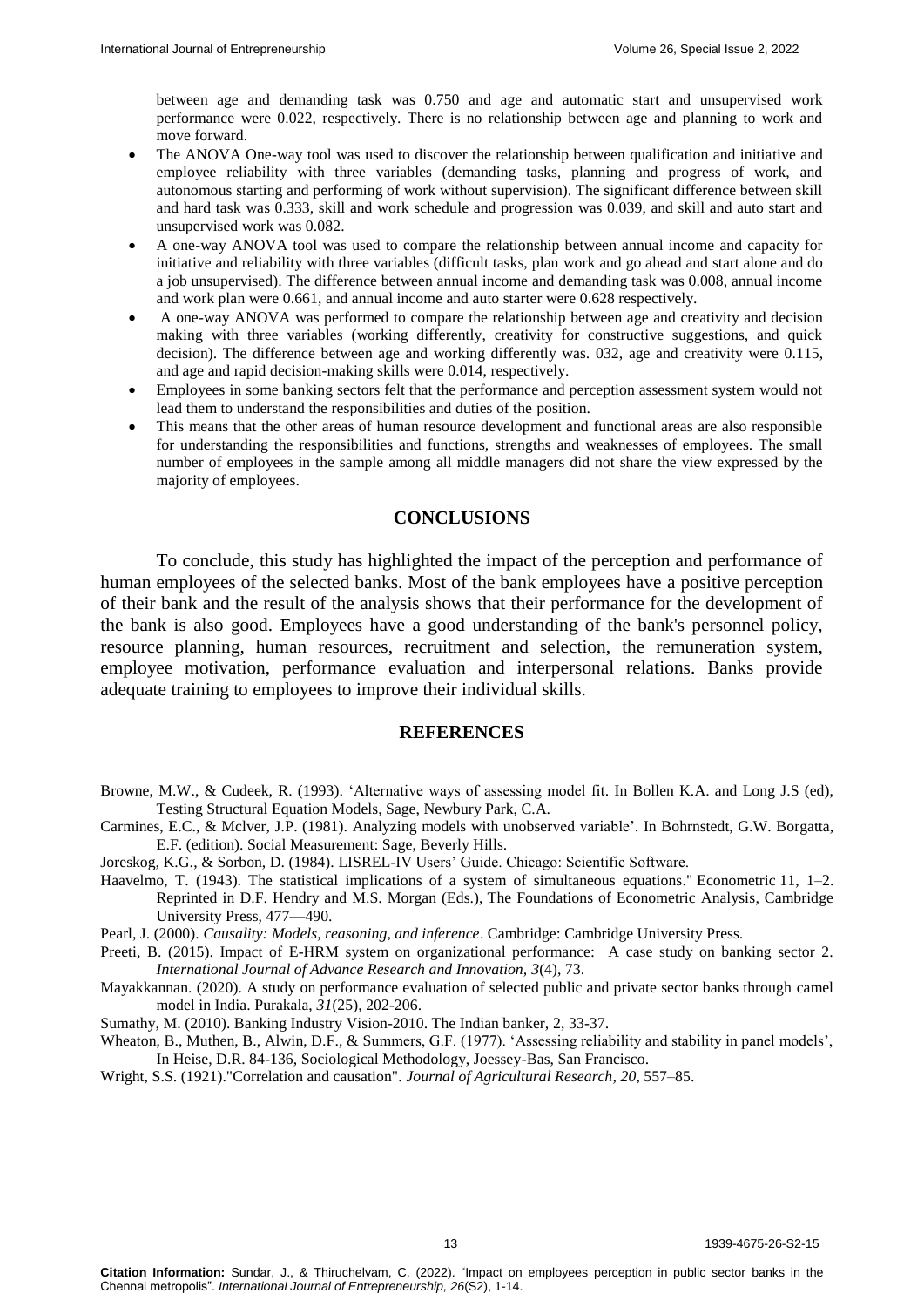between age and demanding task was 0.750 and age and automatic start and unsupervised work performance were 0.022, respectively. There is no relationship between age and planning to work and move forward.

- The ANOVA One-way tool was used to discover the relationship between qualification and initiative and employee reliability with three variables (demanding tasks, planning and progress of work, and autonomous starting and performing of work without supervision). The significant difference between skill and hard task was 0.333, skill and work schedule and progression was 0.039, and skill and auto start and unsupervised work was 0.082.
- A one-way ANOVA tool was used to compare the relationship between annual income and capacity for initiative and reliability with three variables (difficult tasks, plan work and go ahead and start alone and do a job unsupervised). The difference between annual income and demanding task was 0.008, annual income and work plan were 0.661, and annual income and auto starter were 0.628 respectively.
- A one-way ANOVA was performed to compare the relationship between age and creativity and decision making with three variables (working differently, creativity for constructive suggestions, and quick decision). The difference between age and working differently was. 032, age and creativity were 0.115, and age and rapid decision-making skills were 0.014, respectively.
- Employees in some banking sectors felt that the performance and perception assessment system would not lead them to understand the responsibilities and duties of the position.
- This means that the other areas of human resource development and functional areas are also responsible for understanding the responsibilities and functions, strengths and weaknesses of employees. The small number of employees in the sample among all middle managers did not share the view expressed by the majority of employees.

## CONCLUSIONS

To conclude, this study has highlighted the impact of the perception and performance of human employees of the selected banks. Most of the bank employees have a positive perception of their bank and the result of the analysis shows that their performance for the development of the bank is also good. Employees have a good understanding of the bank's personnel policy, resource planning, human resources, recruitment and selection, the remuneration system, employee motivation, performance evaluation and interpersonal relations. Banks provide adequate training to employees to improve their individual skills.

## REFERENCES

Browne, M.W., & Cudeek, R. (1993). 'Alternative ways of assessing model fit. In Bollen K.A. and Long J.S (ed), Testing Structural Equation Models, Sage, Newbury Park, C.A.

Carmines, E.C., & Mclver, J.P. (1981). Analyzing models with unobserved variable'. In Bohrnstedt, G.W. Borgatta, E.F. (edition). Social Measurement: Sage, Beverly Hills.

Joreskog, K.G., & Sorbon, D. (1984). LISREL-IV Users' Guide. Chicago: Scientific Software.

Haavelmo, T. (1943). The statistical implications of a system of simultaneous equations." Econometric 11, 1–2. Reprinted in D.F. Hendry and M.S. Morgan (Eds.), The Foundations of Econometric Analysis, Cambridge University Press, 477—490.

Pearl, J. (2000). *Causality: Models, reasoning, and inference*. Cambridge: Cambridge University Press.

Preeti, B. (2015). Impact of E-HRM system on organizational performance: A case study on banking sector 2. *International Journal of Advance Research and Innovation, 3*(4), 73.

Mayakkannan. (2020). A study on performance evaluation of selected public and private sector banks through camel model in India. Purakala, *31*(25), 202-206.

Sumathy, M. (2010). Banking Industry Vision-2010. The Indian banker, 2, 33-37.

Wheaton, B., Muthen, B., Alwin, D.F., & Summers, G.F. (1977). 'Assessing reliability and stability in panel models', In Heise, D.R. 84-136, Sociological Methodology, Joessey-Bas, San Francisco.

Wright, S.S. (1921)."Correlation and causation". *Journal of Agricultural Research, 20*, 557–85.

**Citation Information:** Sundar, J., & Thiruchelvam, C. (2022). "Impact on employees perception in public sector banks in the Chennai metropolis". *International Journal of Entrepreneurship, 26*(S2), 1-14.